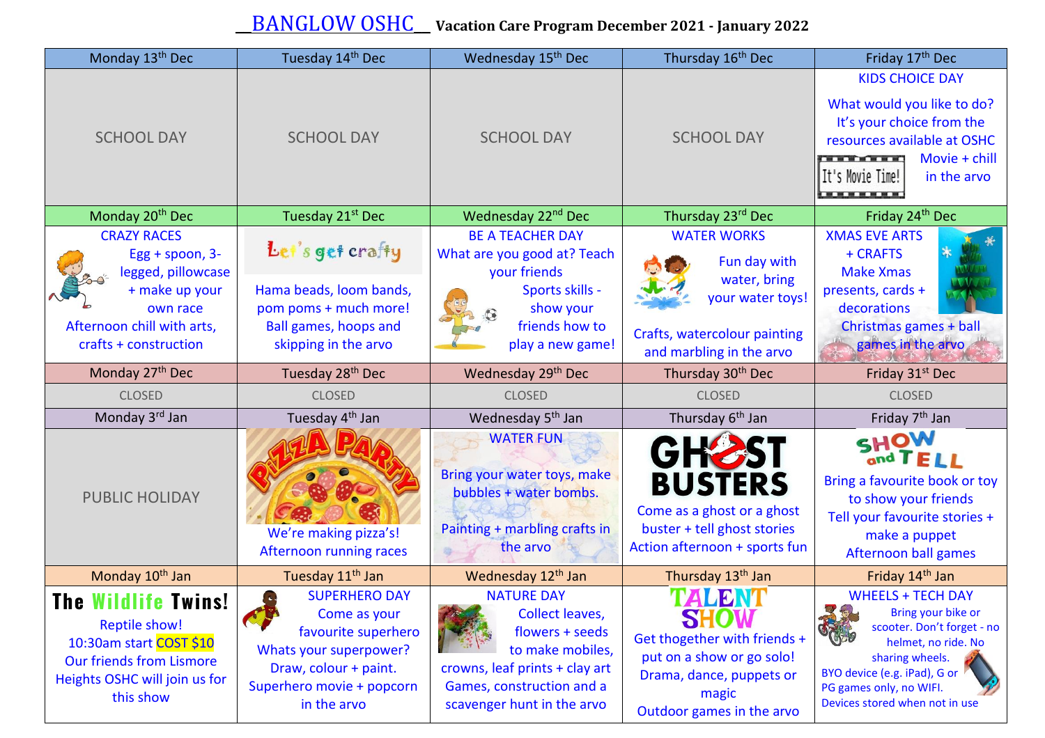# BANGLOW OSHC Vacation Care Program December 2021 - January 2022

| Monday 13th Dec | Tuesday 14th Dec | Wednesday 15th Dec | Thursday 16th Dec | Friday 17th Dec |
| --- | --- | --- | --- | --- |
| SCHOOL DAY | SCHOOL DAY | SCHOOL DAY | SCHOOL DAY | KIDS CHOICE DAY<br>What would you like to do? It's your choice from the resources available at OSHC<br>It's Movie Time!<br>Movie + chill in the arvo |
| **Monday 20th Dec** | **Tuesday 21st Dec** | **Wednesday 22nd Dec** | **Thursday 23rd Dec** | **Friday 24th Dec** |
| CRAZY RACES<br>Egg + spoon, 3-legged, pillowcase + make up your own race<br>Afternoon chill with arts, crafts + construction | Let's get crafty<br>Hama beads, loom bands, pom poms + much more!<br>Ball games, hoops and skipping in the arvo | BE A TEACHER DAY<br>What are you good at? Teach your friends<br>Sports skills - show your friends how to play a new game! | WATER WORKS<br>Fun day with water, bring your water toys!<br>Crafts, watercolour painting and marbling in the arvo | XMAS EVE ARTS + CRAFTS<br>Make Xmas presents, cards + decorations<br>Christmas games + ball games in the arvo |
| **Monday 27th Dec** | **Tuesday 28th Dec** | **Wednesday 29th Dec** | **Thursday 30th Dec** | **Friday 31st Dec** |
| CLOSED | CLOSED | CLOSED | CLOSED | CLOSED |
| **Monday 3rd Jan** | **Tuesday 4th Jan** | **Wednesday 5th Jan** | **Thursday 6th Jan** | **Friday 7th Jan** |
| PUBLIC HOLIDAY | PIZZA PARTY<br>We're making pizza's!<br>Afternoon running races | WATER FUN<br>Bring your water toys, make bubbles + water bombs.<br>Painting + marbling crafts in the arvo | GHOST BUSTERS<br>Come as a ghost or a ghost buster + tell ghost stories<br>Action afternoon + sports fun | SHOW and TELL<br>Bring a favourite book or toy to show your friends<br>Tell your favourite stories + make a puppet<br>Afternoon ball games |
| **Monday 10th Jan** | **Tuesday 11th Jan** | **Wednesday 12th Jan** | **Thursday 13th Jan** | **Friday 14th Jan** |
| The Wildlife Twins!<br>Reptile show!<br>10:30am start COST $10<br>Our friends from Lismore Heights OSHC will join us for this show | SUPERHERO DAY<br>Come as your favourite superhero<br>Whats your superpower?<br>Draw, colour + paint.<br>Superhero movie + popcorn in the arvo | NATURE DAY<br>Collect leaves, flowers + seeds to make mobiles, crowns, leaf prints + clay art<br>Games, construction and a scavenger hunt in the arvo | TALENT SHOW<br>Get thogether with friends + put on a show or go solo!<br>Drama, dance, puppets or magic<br>Outdoor games in the arvo | WHEELS + TECH DAY<br>Bring your bike or scooter. Don't forget - no helmet, no ride. No sharing wheels.<br>BYO device (e.g. iPad), G or PG games only, no WIFI.<br>Devices stored when not in use |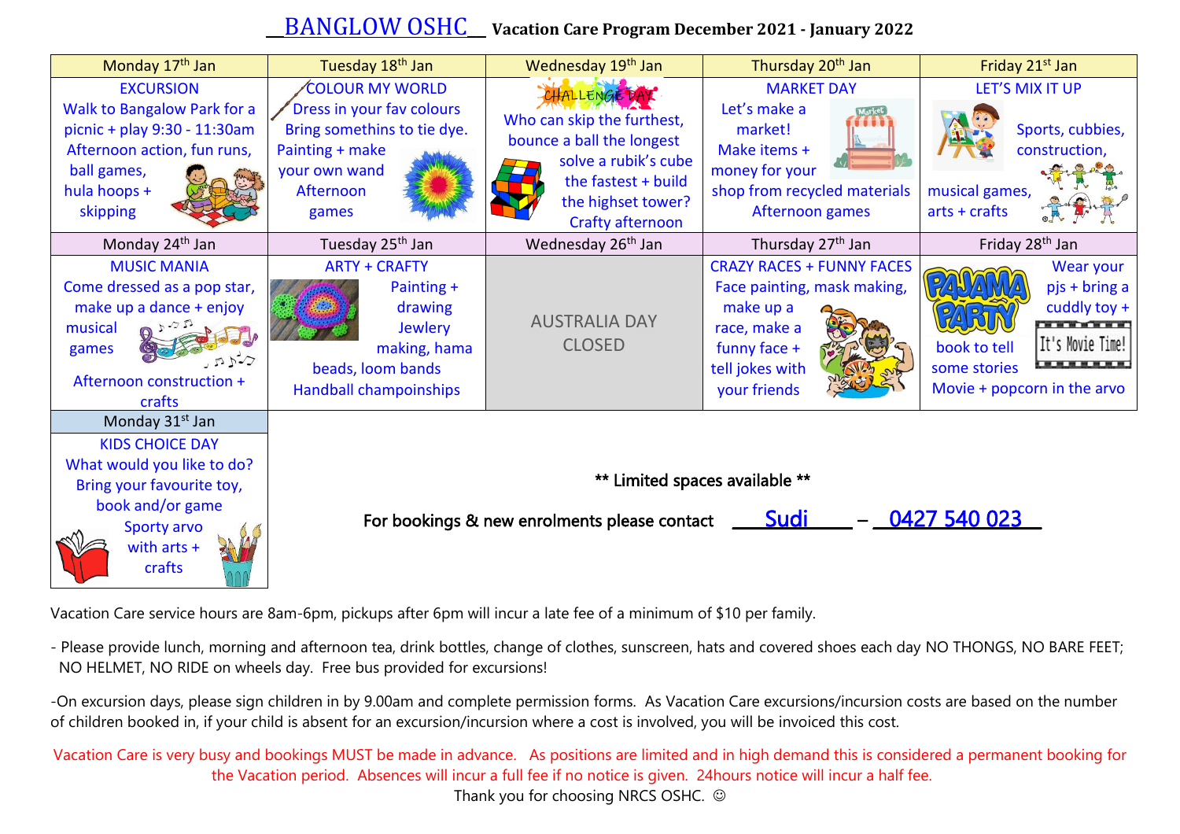# BANGLOW OSHC Vacation Care Program December 2021 - January 2022

| Monday 17th Jan | Tuesday 18th Jan | Wednesday 19th Jan | Thursday 20th Jan | Friday 21st Jan |
|---|---|---|---|---|
| EXCURSION<br>Walk to Bangalow Park for a picnic + play 9:30 - 11:30am<br>Afternoon action, fun runs, ball games, hula hoops + skipping | COLOUR MY WORLD<br>Dress in your fav colours<br>Bring somethins to tie dye.<br>Painting + make your own wand<br>Afternoon games | CHALLENGE DAY<br>Who can skip the furthest, bounce a ball the longest solve a rubik's cube the fastest + build the highest tower?<br>Crafty afternoon | MARKET DAY<br>Let's make a market!<br>Make items + money for your shop from recycled materials<br>Afternoon games | LET'S MIX IT UP<br>Sports, cubbies, construction, musical games, arts + crafts |
| **Monday 24th Jan** | **Tuesday 25th Jan** | **Wednesday 26th Jan** | **Thursday 27th Jan** | **Friday 28th Jan** |
| MUSIC MANIA<br>Come dressed as a pop star, make up a dance + enjoy musical games<br>Afternoon construction + crafts | ARTY + CRAFTY<br>Painting + drawing<br>Jewlery making, hama beads, loom bands<br>Handball champoinships | AUSTRALIA DAY<br>CLOSED | CRAZY RACES + FUNNY FACES<br>Face painting, mask making, make up a race, make a funny face + tell jokes with your friends | PAJAMA PARTY<br>Wear your pjs + bring a cuddly toy + book to tell some stories<br>It's Movie Time!<br>Movie + popcorn in the arvo |
| **Monday 31st Jan** | | | | |
| KIDS CHOICE DAY<br>What would you like to do?<br>Bring your favourite toy, book and/or game<br>Sporty arvo with arts + crafts | | | | |

**\*\* Limited spaces available \*\***

For bookings & new enrolments please contact Sudi – 0427 540 023

Vacation Care service hours are 8am-6pm, pickups after 6pm will incur a late fee of a minimum of $10 per family.

- Please provide lunch, morning and afternoon tea, drink bottles, change of clothes, sunscreen, hats and covered shoes each day NO THONGS, NO BARE FEET; NO HELMET, NO RIDE on wheels day. Free bus provided for excursions!

-On excursion days, please sign children in by 9.00am and complete permission forms. As Vacation Care excursions/incursion costs are based on the number of children booked in, if your child is absent for an excursion/incursion where a cost is involved, you will be invoiced this cost.

Vacation Care is very busy and bookings MUST be made in advance. As positions are limited and in high demand this is considered a permanent booking for the Vacation period. Absences will incur a full fee if no notice is given. 24hours notice will incur a half fee.

Thank you for choosing NRCS OSHC. ☺